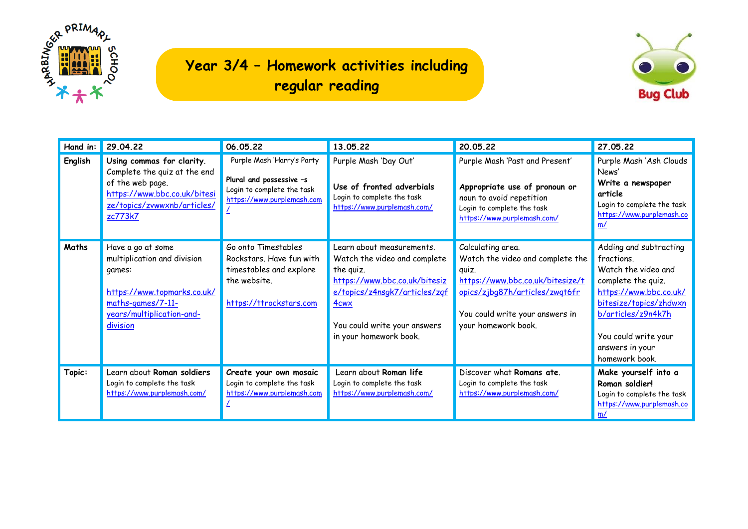# Year 3/4 – Homework activities including regular reading

| Hand in: | 29.04.22 | 06.05.22 | 13.05.22 | 20.05.22 | 27.05.22 |
|---|---|---|---|---|---|
| English | **Using commas for clarity**. Complete the quiz at the end of the web page. https://www.bbc.co.uk/bitesize/topics/zvwwxnb/articles/zc773k7 | Purple Mash 'Harry's Party **Plural and possessive –s** Login to complete the task https://www.purplemash.com/ | Purple Mash 'Day Out' **Use of fronted adverbials** Login to complete the task https://www.purplemash.com/ | Purple Mash 'Past and Present' **Appropriate use of pronoun or** noun to avoid repetition Login to complete the task https://www.purplemash.com/ | Purple Mash 'Ash Clouds News' **Write a newspaper article** Login to complete the task https://www.purplemash.com/ |
| Maths | Have a go at some multiplication and division games: https://www.topmarks.co.uk/maths-games/7-11-years/multiplication-and-division | Go onto Timestables Rockstars. Have fun with timestables and explore the website. https://ttrockstars.com | Learn about measurements. Watch the video and complete the quiz. https://www.bbc.co.uk/bitesize/topics/z4nsgk7/articles/zqf4cwx You could write your answers in your homework book. | Calculating area. Watch the video and complete the quiz. https://www.bbc.co.uk/bitesize/topics/zjbg87h/articles/zwqt6fr You could write your answers in your homework book. | Adding and subtracting fractions. Watch the video and complete the quiz. https://www.bbc.co.uk/bitesize/topics/zhdwxnb/articles/z9n4k7h You could write your answers in your homework book. |
| Topic: | Learn about **Roman soldiers** Login to complete the task https://www.purplemash.com/ | **Create your own mosaic** Login to complete the task https://www.purplemash.com/ | Learn about **Roman life** Login to complete the task https://www.purplemash.com/ | Discover what **Romans ate**. Login to complete the task https://www.purplemash.com/ | **Make yourself into a Roman soldier!** Login to complete the task https://www.purplemash.com/ |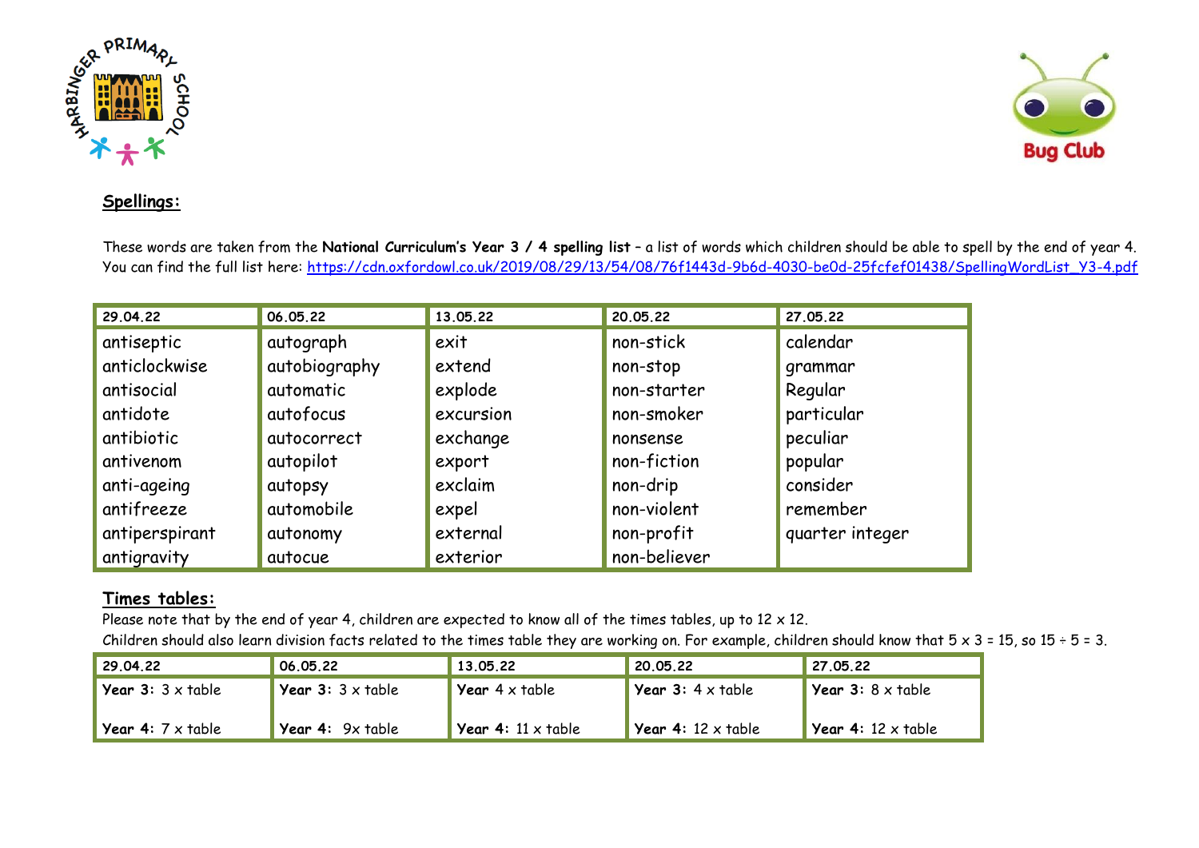## Spellings:

These words are taken from the **National Curriculum's Year 3 / 4 spelling list** – a list of words which children should be able to spell by the end of year 4. You can find the full list here: https://cdn.oxfordowl.co.uk/2019/08/29/13/54/08/76f1443d-9b6d-4030-be0d-25fcfef01438/SpellingWordList_Y3-4.pdf

| 29.04.22 | 06.05.22 | 13.05.22 | 20.05.22 | 27.05.22 |
|---|---|---|---|---|
| antiseptic | autograph | exit | non-stick | calendar |
| anticlockwise | autobiography | extend | non-stop | grammar |
| antisocial | automatic | explode | non-starter | Regular |
| antidote | autofocus | excursion | non-smoker | particular |
| antibiotic | autocorrect | exchange | nonsense | peculiar |
| antivenom | autopilot | export | non-fiction | popular |
| anti-ageing | autopsy | exclaim | non-drip | consider |
| antifreeze | automobile | expel | non-violent | remember |
| antiperspirant | autonomy | external | non-profit | quarter integer |
| antigravity | autocue | exterior | non-believer | |

## Times tables:

Please note that by the end of year 4, children are expected to know all of the times tables, up to 12 x 12.
Children should also learn division facts related to the times table they are working on. For example, children should know that 5 x 3 = 15, so 15 ÷ 5 = 3.

| 29.04.22 | 06.05.22 | 13.05.22 | 20.05.22 | 27.05.22 |
|---|---|---|---|---|
| **Year 3:** 3 x table | **Year 3:** 3 x table | **Year** 4 x table | **Year 3:** 4 x table | **Year 3:** 8 x table |
| **Year 4:** 7 x table | **Year 4:** 9x table | **Year 4:** 11 x table | **Year 4:** 12 x table | **Year 4:** 12 x table |